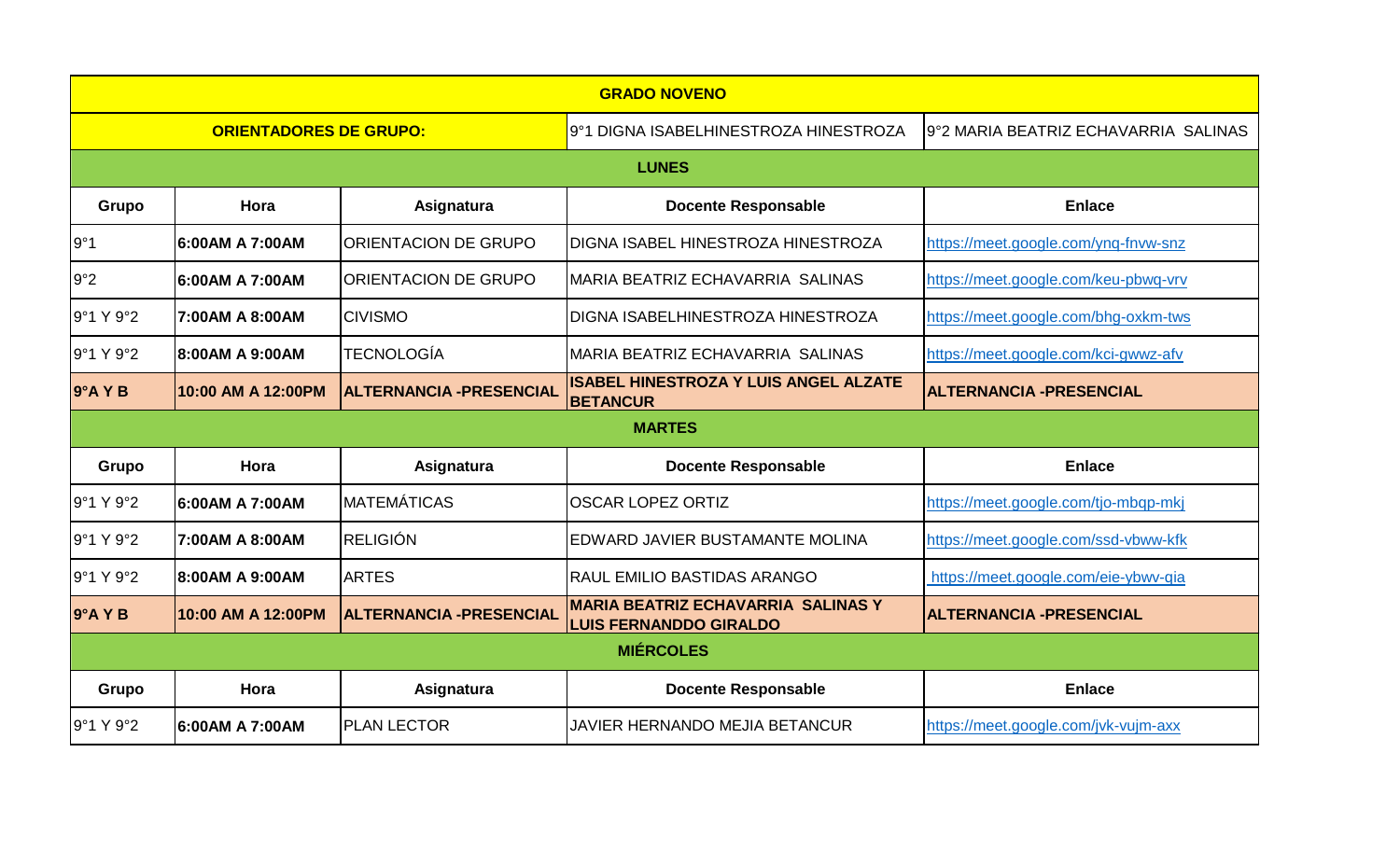| GRADO NOVENO | | | | |
|---|---|---|---|---|
| **ORIENTADORES DE GRUPO:** | | | 9°1 DIGNA ISABELHINESTROZA HINESTROZA | 9°2 MARIA BEATRIZ ECHAVARRIA SALINAS |
| **LUNES** | | | | |
| **Grupo** | **Hora** | **Asignatura** | **Docente Responsable** | **Enlace** |
| 9°1 | **6:00AM A 7:00AM** | ORIENTACION DE GRUPO | DIGNA ISABEL HINESTROZA HINESTROZA | https://meet.google.com/ynq-fnvw-snz |
| 9°2 | **6:00AM A 7:00AM** | ORIENTACION DE GRUPO | MARIA BEATRIZ ECHAVARRIA SALINAS | https://meet.google.com/keu-pbwq-vrv |
| 9°1 Y 9°2 | **7:00AM A 8:00AM** | CIVISMO | DIGNA ISABELHINESTROZA HINESTROZA | https://meet.google.com/bhg-oxkm-tws |
| 9°1 Y 9°2 | **8:00AM A 9:00AM** | TECNOLOGÍA | MARIA BEATRIZ ECHAVARRIA SALINAS | https://meet.google.com/kci-gwwz-afv |
| **9°A Y B** | **10:00 AM A 12:00PM** | **ALTERNANCIA -PRESENCIAL** | **ISABEL HINESTROZA Y LUIS ANGEL ALZATE BETANCUR** | **ALTERNANCIA -PRESENCIAL** |
| **MARTES** | | | | |
| **Grupo** | **Hora** | **Asignatura** | **Docente Responsable** | **Enlace** |
| 9°1 Y 9°2 | **6:00AM A 7:00AM** | MATEMÁTICAS | OSCAR LOPEZ ORTIZ | https://meet.google.com/tjo-mbqp-mkj |
| 9°1 Y 9°2 | **7:00AM A 8:00AM** | RELIGIÓN | EDWARD JAVIER BUSTAMANTE MOLINA | https://meet.google.com/ssd-vbww-kfk |
| 9°1 Y 9°2 | **8:00AM A 9:00AM** | ARTES | RAUL EMILIO BASTIDAS ARANGO | https://meet.google.com/eie-ybwv-qia |
| **9°A Y B** | **10:00 AM A 12:00PM** | **ALTERNANCIA -PRESENCIAL** | **MARIA BEATRIZ ECHAVARRIA SALINAS Y LUIS FERNANDDO GIRALDO** | **ALTERNANCIA -PRESENCIAL** |
| **MIÉRCOLES** | | | | |
| **Grupo** | **Hora** | **Asignatura** | **Docente Responsable** | **Enlace** |
| 9°1 Y 9°2 | **6:00AM A 7:00AM** | PLAN LECTOR | JAVIER HERNANDO MEJIA BETANCUR | https://meet.google.com/jvk-vujm-axx |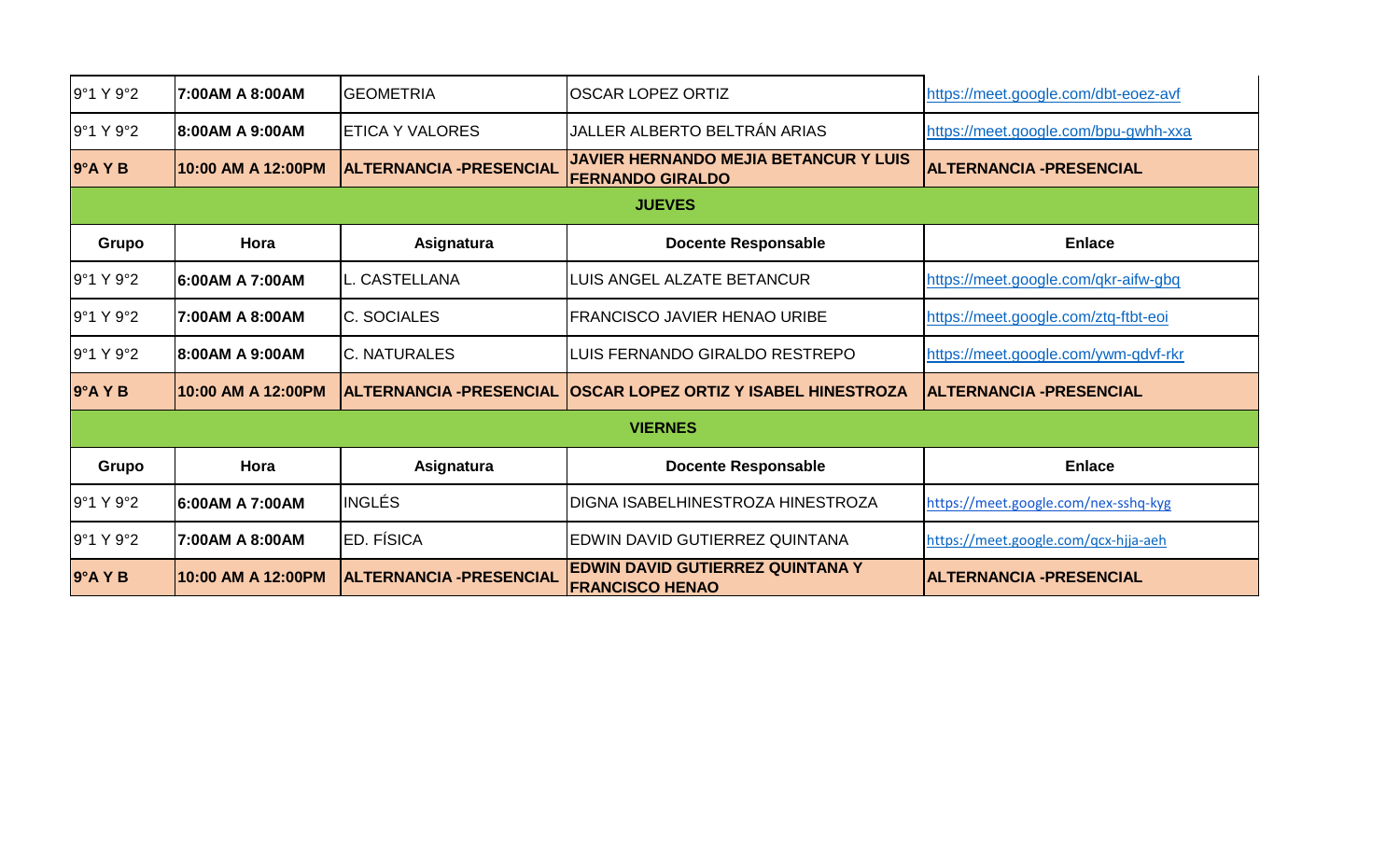| | | | | |
|---|---|---|---|---|
| 9°1 Y 9°2 | **7:00AM A 8:00AM** | GEOMETRIA | OSCAR LOPEZ ORTIZ | https://meet.google.com/dbt-eoez-avf |
| 9°1 Y 9°2 | **8:00AM A 9:00AM** | ETICA Y VALORES | JALLER ALBERTO BELTRÁN ARIAS | https://meet.google.com/bpu-gwhh-xxa |
| **9°A Y B** | **10:00 AM A 12:00PM** | **ALTERNANCIA -PRESENCIAL** | **JAVIER HERNANDO MEJIA BETANCUR Y LUIS FERNANDO GIRALDO** | **ALTERNANCIA -PRESENCIAL** |

## JUEVES

| Grupo | Hora | Asignatura | Docente Responsable | Enlace |
|---|---|---|---|---|
| 9°1 Y 9°2 | **6:00AM A 7:00AM** | L. CASTELLANA | LUIS ANGEL ALZATE BETANCUR | https://meet.google.com/qkr-aifw-gbq |
| 9°1 Y 9°2 | **7:00AM A 8:00AM** | C. SOCIALES | FRANCISCO JAVIER HENAO URIBE | https://meet.google.com/ztq-ftbt-eoi |
| 9°1 Y 9°2 | **8:00AM A 9:00AM** | C. NATURALES | LUIS FERNANDO GIRALDO RESTREPO | https://meet.google.com/ywm-qdvf-rkr |
| **9°A Y B** | **10:00 AM A 12:00PM** | **ALTERNANCIA -PRESENCIAL** | **OSCAR LOPEZ ORTIZ Y ISABEL HINESTROZA** | **ALTERNANCIA -PRESENCIAL** |

## VIERNES

| Grupo | Hora | Asignatura | Docente Responsable | Enlace |
|---|---|---|---|---|
| 9°1 Y 9°2 | **6:00AM A 7:00AM** | INGLÉS | DIGNA ISABELHINESTROZA HINESTROZA | https://meet.google.com/nex-sshq-kyg |
| 9°1 Y 9°2 | **7:00AM A 8:00AM** | ED. FÍSICA | EDWIN DAVID GUTIERREZ QUINTANA | https://meet.google.com/qcx-hjja-aeh |
| **9°A Y B** | **10:00 AM A 12:00PM** | **ALTERNANCIA -PRESENCIAL** | **EDWIN DAVID GUTIERREZ QUINTANA Y FRANCISCO HENAO** | **ALTERNANCIA -PRESENCIAL** |